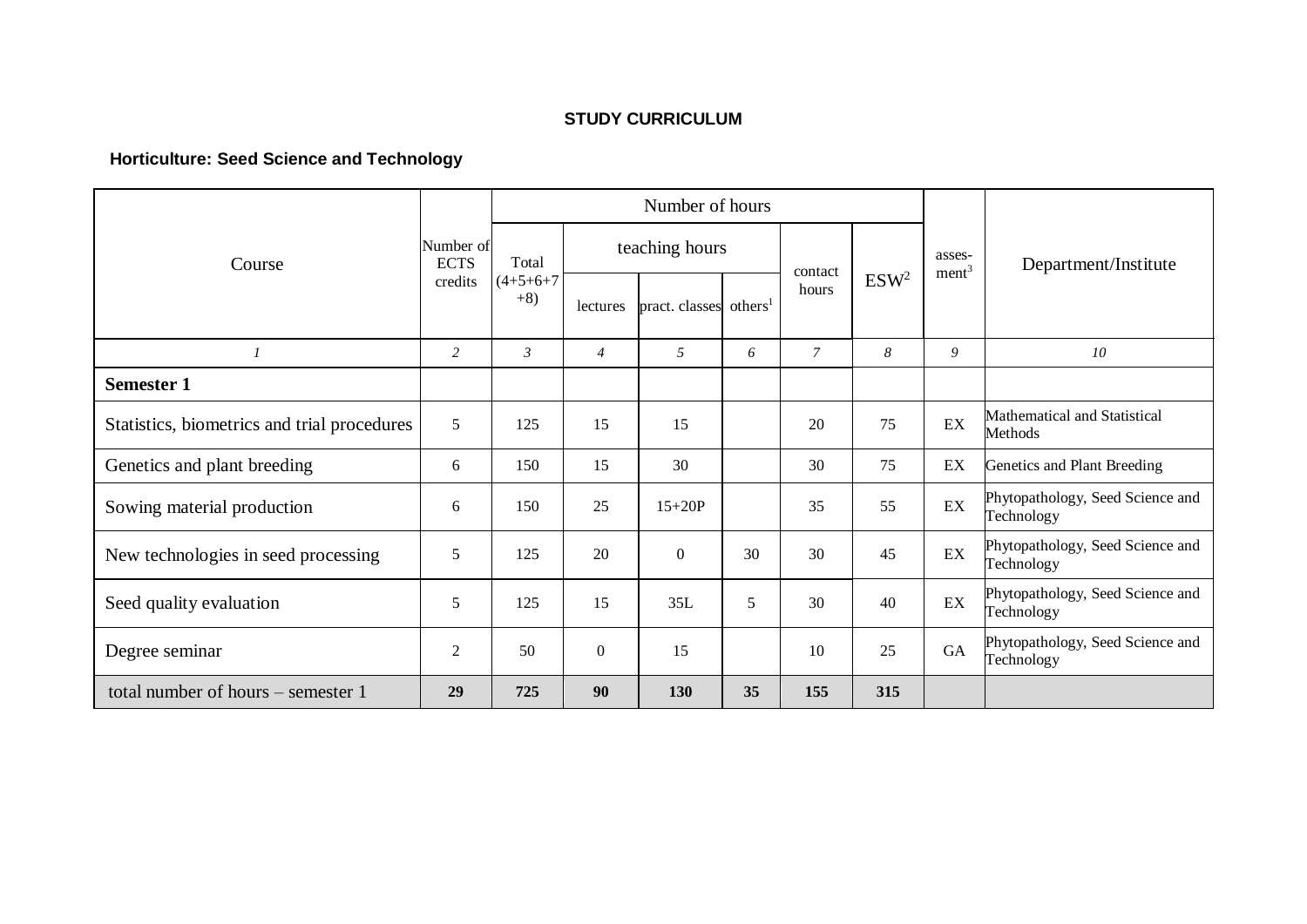**STUDY CURRICULUM**

**Horticulture: Seed Science and Technology**

| Course | Number of ECTS credits | Number of hours | | | | | | assessment[3] | Department/Institute |
|---|---|---|---|---|---|---|---|---|---|
| | | Total (4+5+6+7+8) | teaching hours | | | contact hours | ESW[2] | | |
| | | | lectures | pract. classes | others[1] | | | | |
| *1* | *2* | *3* | *4* | *5* | *6* | *7* | *8* | *9* | *10* |
| **Semester 1** | | | | | | | | | |
| Statistics, biometrics and trial procedures | 5 | 125 | 15 | 15 | | 20 | 75 | EX | Mathematical and Statistical Methods |
| Genetics and plant breeding | 6 | 150 | 15 | 30 | | 30 | 75 | EX | Genetics and Plant Breeding |
| Sowing material production | 6 | 150 | 25 | 15+20P | | 35 | 55 | EX | Phytopathology, Seed Science and Technology |
| New technologies in seed processing | 5 | 125 | 20 | 0 | 30 | 30 | 45 | EX | Phytopathology, Seed Science and Technology |
| Seed quality evaluation | 5 | 125 | 15 | 35L | 5 | 30 | 40 | EX | Phytopathology, Seed Science and Technology |
| Degree seminar | 2 | 50 | 0 | 15 | | 10 | 25 | GA | Phytopathology, Seed Science and Technology |
| total number of hours – semester 1 | **29** | **725** | **90** | **130** | **35** | **155** | **315** | | |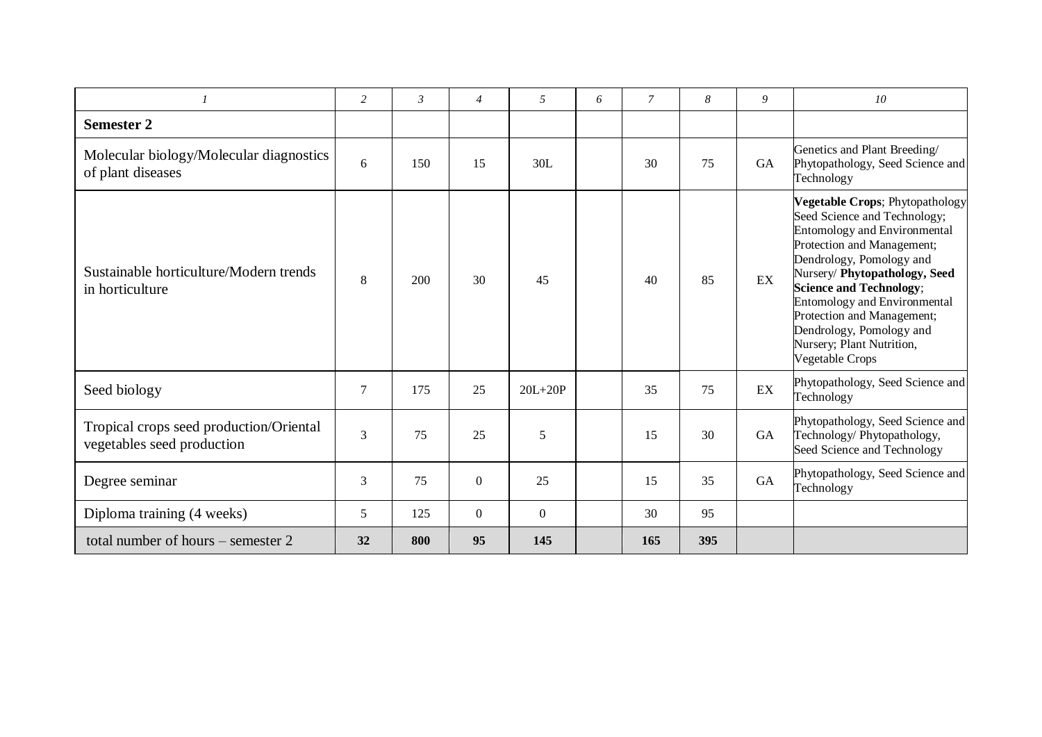| *1* | *2* | *3* | *4* | *5* | *6* | *7* | *8* | *9* | *10* |
|---|---|---|---|---|---|---|---|---|---|
| **Semester 2** | | | | | | | | | |
| Molecular biology/Molecular diagnostics of plant diseases | 6 | 150 | 15 | 30L | | 30 | 75 | GA | Genetics and Plant Breeding/ Phytopathology, Seed Science and Technology |
| Sustainable horticulture/Modern trends in horticulture | 8 | 200 | 30 | 45 | | 40 | 85 | EX | **Vegetable Crops**; Phytopathology Seed Science and Technology; Entomology and Environmental Protection and Management; Dendrology, Pomology and Nursery/ **Phytopathology, Seed Science and Technology**; Entomology and Environmental Protection and Management; Dendrology, Pomology and Nursery; Plant Nutrition, Vegetable Crops |
| Seed biology | 7 | 175 | 25 | 20L+20P | | 35 | 75 | EX | Phytopathology, Seed Science and Technology |
| Tropical crops seed production/Oriental vegetables seed production | 3 | 75 | 25 | 5 | | 15 | 30 | GA | Phytopathology, Seed Science and Technology/ Phytopathology, Seed Science and Technology |
| Degree seminar | 3 | 75 | 0 | 25 | | 15 | 35 | GA | Phytopathology, Seed Science and Technology |
| Diploma training (4 weeks) | 5 | 125 | 0 | 0 | | 30 | 95 | | |
| total number of hours – semester 2 | **32** | **800** | **95** | **145** | | **165** | **395** | | |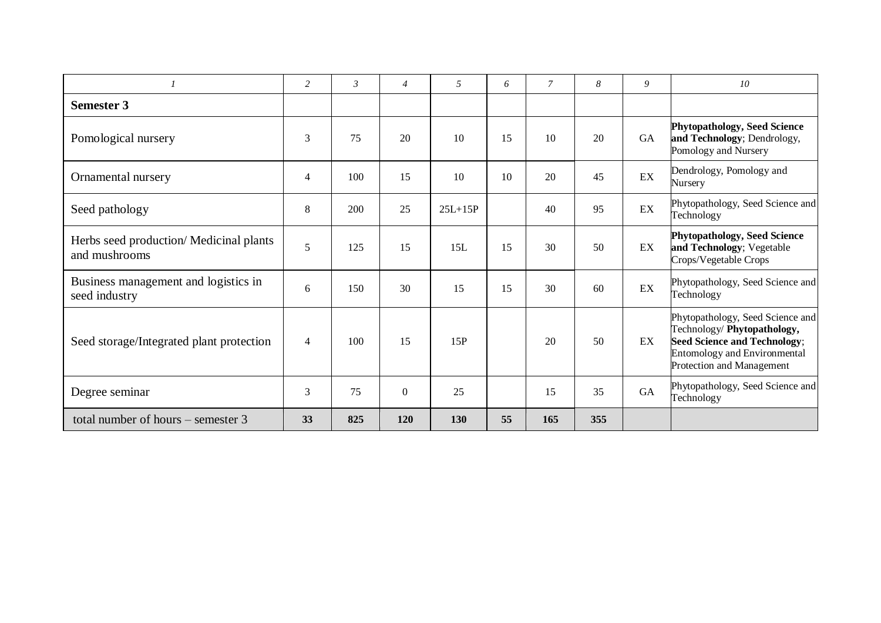| *1* | *2* | *3* | *4* | *5* | *6* | *7* | *8* | *9* | *10* |
|---|---|---|---|---|---|---|---|---|---|
| **Semester 3** | | | | | | | | | |
| Pomological nursery | 3 | 75 | 20 | 10 | 15 | 10 | 20 | GA | **Phytopathology, Seed Science and Technology**; Dendrology, Pomology and Nursery |
| Ornamental nursery | 4 | 100 | 15 | 10 | 10 | 20 | 45 | EX | Dendrology, Pomology and Nursery |
| Seed pathology | 8 | 200 | 25 | 25L+15P | | 40 | 95 | EX | Phytopathology, Seed Science and Technology |
| Herbs seed production/ Medicinal plants and mushrooms | 5 | 125 | 15 | 15L | 15 | 30 | 50 | EX | **Phytopathology, Seed Science and Technology**; Vegetable Crops/Vegetable Crops |
| Business management and logistics in seed industry | 6 | 150 | 30 | 15 | 15 | 30 | 60 | EX | Phytopathology, Seed Science and Technology |
| Seed storage/Integrated plant protection | 4 | 100 | 15 | 15P | | 20 | 50 | EX | Phytopathology, Seed Science and Technology/ **Phytopathology, Seed Science and Technology**; Entomology and Environmental Protection and Management |
| Degree seminar | 3 | 75 | 0 | 25 | | 15 | 35 | GA | Phytopathology, Seed Science and Technology |
| total number of hours – semester 3 | **33** | **825** | **120** | **130** | **55** | **165** | **355** | | |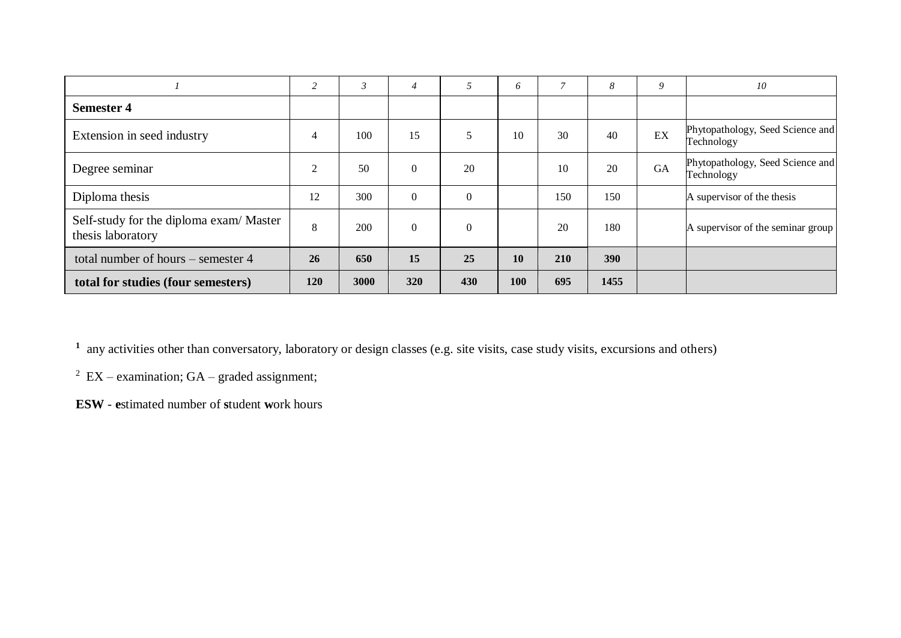| *1* | *2* | *3* | *4* | *5* | *6* | *7* | *8* | *9* | *10* |
|---|---|---|---|---|---|---|---|---|---|
| **Semester 4** | | | | | | | | | |
| Extension in seed industry | 4 | 100 | 15 | 5 | 10 | 30 | 40 | EX | Phytopathology, Seed Science and Technology |
| Degree seminar | 2 | 50 | 0 | 20 | | 10 | 20 | GA | Phytopathology, Seed Science and Technology |
| Diploma thesis | 12 | 300 | 0 | 0 | | 150 | 150 | | A supervisor of the thesis |
| Self-study for the diploma exam/ Master thesis laboratory | 8 | 200 | 0 | 0 | | 20 | 180 | | A supervisor of the seminar group |
| total number of hours – semester 4 | **26** | **650** | **15** | **25** | **10** | **210** | **390** | | |
| **total for studies (four semesters)** | **120** | **3000** | **320** | **430** | **100** | **695** | **1455** | | |

[1] any activities other than conversatory, laboratory or design classes (e.g. site visits, case study visits, excursions and others)

[2] EX – examination; GA – graded assignment;

**ESW** - **e**stimated number of **s**tudent **w**ork hours